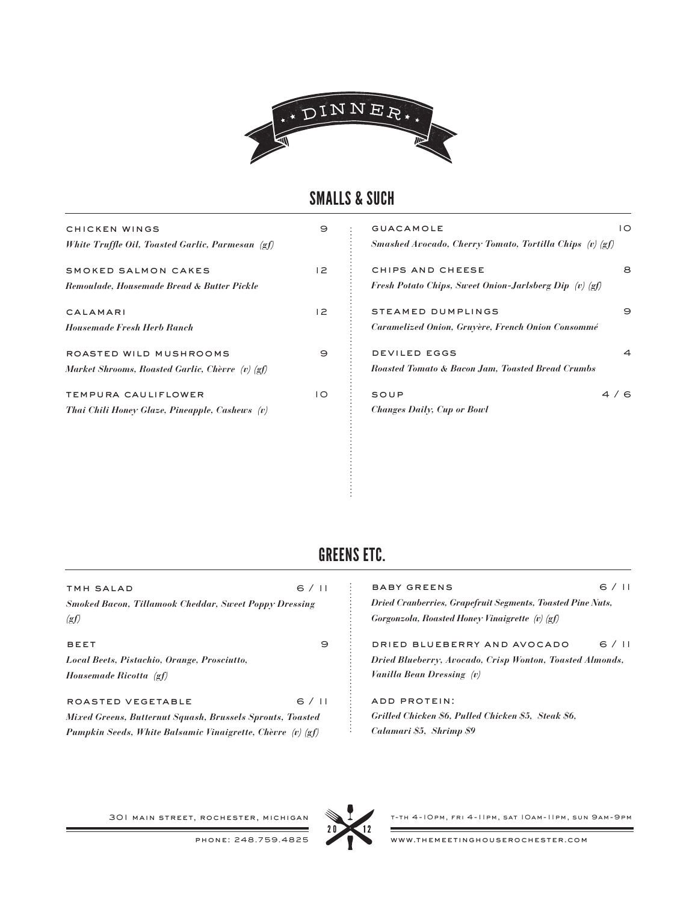# DINNER

## SMALLS & SUCH

**CHICKEN WINGS** 9
*White Truffle Oil, Toasted Garlic, Parmesan (gf)*

**SMOKED SALMON CAKES** 12
*Remoulade, Housemade Bread & Butter Pickle*

**CALAMARI** 12
*Housemade Fresh Herb Ranch*

**ROASTED WILD MUSHROOMS** 9
*Market Shrooms, Roasted Garlic, Chèvre (v) (gf)*

**TEMPURA CAULIFLOWER** 10
*Thai Chili Honey Glaze, Pineapple, Cashews (v)*

**GUACAMOLE** 10
*Smashed Avocado, Cherry Tomato, Tortilla Chips (v) (gf)*

**CHIPS AND CHEESE** 8
*Fresh Potato Chips, Sweet Onion-Jarlsberg Dip (v) (gf)*

**STEAMED DUMPLINGS** 9
*Caramelized Onion, Gruyère, French Onion Consommé*

**DEVILED EGGS** 4
*Roasted Tomato & Bacon Jam, Toasted Bread Crumbs*

**SOUP** 4 / 6
*Changes Daily, Cup or Bowl*

## GREENS ETC.

**TMH SALAD** 6 / 11
*Smoked Bacon, Tillamook Cheddar, Sweet Poppy Dressing (gf)*

**BEET** 9
*Local Beets, Pistachio, Orange, Prosciutto, Housemade Ricotta (gf)*

**ROASTED VEGETABLE** 6 / 11
*Mixed Greens, Butternut Squash, Brussels Sprouts, Toasted Pumpkin Seeds, White Balsamic Vinaigrette, Chèvre (v) (gf)*

**BABY GREENS** 6 / 11
*Dried Cranberries, Grapefruit Segments, Toasted Pine Nuts, Gorgonzola, Roasted Honey Vinaigrette (v) (gf)*

**DRIED BLUEBERRY AND AVOCADO** 6 / 11
*Dried Blueberry, Avocado, Crisp Wonton, Toasted Almonds, Vanilla Bean Dressing (v)*

**ADD PROTEIN:**
*Grilled Chicken $6, Pulled Chicken $5, Steak $6, Calamari $5, Shrimp $9*

301 MAIN STREET, ROCHESTER, MICHIGAN
PHONE: 248.759.4825

2012

T-TH 4-10PM, FRI 4-11PM, SAT 10AM-11PM, SUN 9AM-9PM
WWW.THEMEETINGHOUSEROCHESTER.COM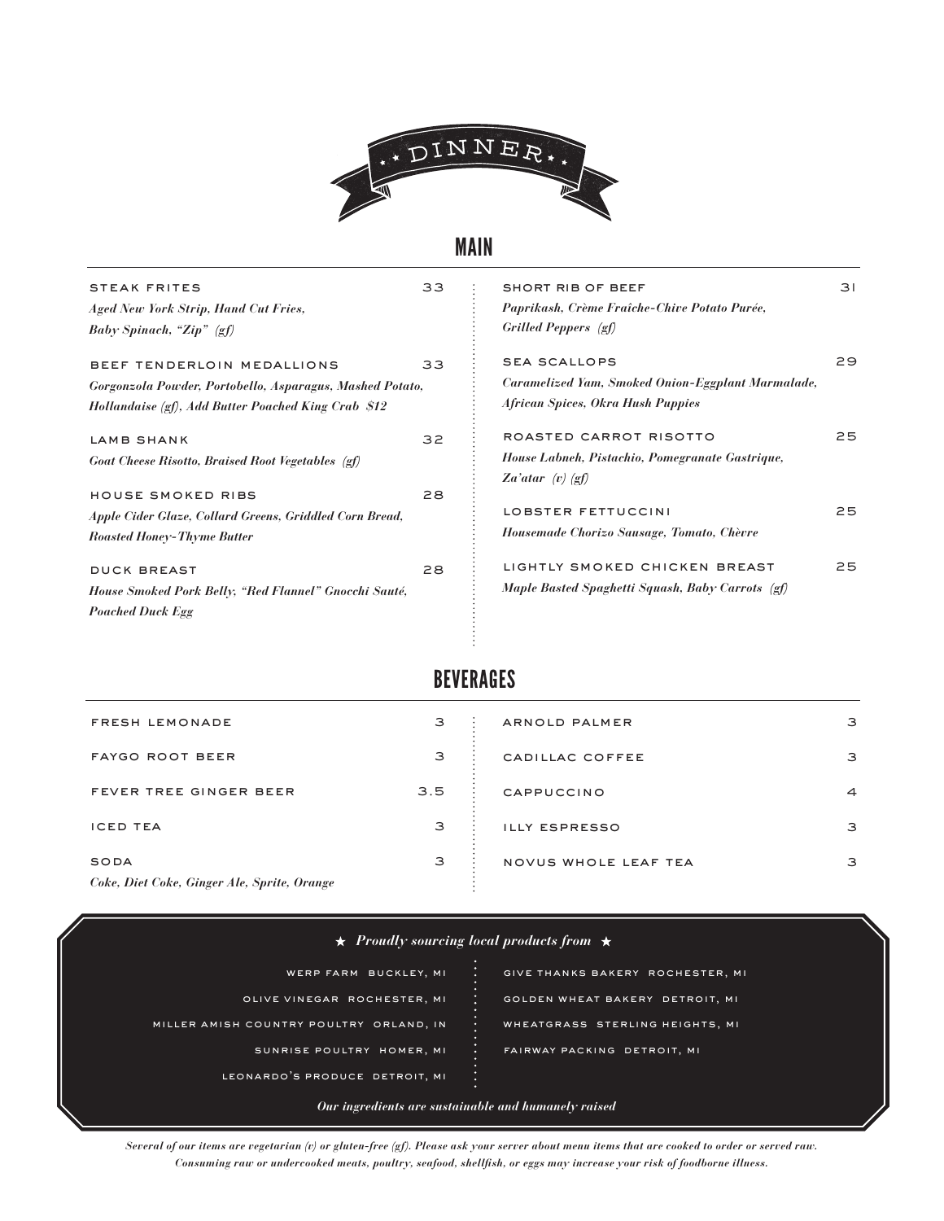# DINNER

## MAIN

**STEAK FRITES** 33
*Aged New York Strip, Hand Cut Fries, Baby Spinach, "Zip" (gf)*

**BEEF TENDERLOIN MEDALLIONS** 33
*Gorgonzola Powder, Portobello, Asparagus, Mashed Potato, Hollandaise (gf), Add Butter Poached King Crab $12*

**LAMB SHANK** 32
*Goat Cheese Risotto, Braised Root Vegetables (gf)*

**HOUSE SMOKED RIBS** 28
*Apple Cider Glaze, Collard Greens, Griddled Corn Bread, Roasted Honey-Thyme Butter*

**DUCK BREAST** 28
*House Smoked Pork Belly, "Red Flannel" Gnocchi Sauté, Poached Duck Egg*

**SHORT RIB OF BEEF** 31
*Paprikash, Crème Fraîche-Chive Potato Purée, Grilled Peppers (gf)*

**SEA SCALLOPS** 29
*Caramelized Yam, Smoked Onion-Eggplant Marmalade, African Spices, Okra Hush Puppies*

**ROASTED CARROT RISOTTO** 25
*House Labneh, Pistachio, Pomegranate Gastrique, Za'atar (v) (gf)*

**LOBSTER FETTUCCINI** 25
*Housemade Chorizo Sausage, Tomato, Chèvre*

**LIGHTLY SMOKED CHICKEN BREAST** 25
*Maple Basted Spaghetti Squash, Baby Carrots (gf)*

## BEVERAGES

| | |
|---|---|
| FRESH LEMONADE | 3 |
| FAYGO ROOT BEER | 3 |
| FEVER TREE GINGER BEER | 3.5 |
| ICED TEA | 3 |
| SODA *Coke, Diet Coke, Ginger Ale, Sprite, Orange* | 3 |
| ARNOLD PALMER | 3 |
| CADILLAC COFFEE | 3 |
| CAPPUCCINO | 4 |
| ILLY ESPRESSO | 3 |
| NOVUS WHOLE LEAF TEA | 3 |

★ *Proudly sourcing local products from* ★

WERP FARM BUCKLEY, MI
OLIVE VINEGAR ROCHESTER, MI
MILLER AMISH COUNTRY POULTRY ORLAND, IN
SUNRISE POULTRY HOMER, MI
LEONARDO'S PRODUCE DETROIT, MI
GIVE THANKS BAKERY ROCHESTER, MI
GOLDEN WHEAT BAKERY DETROIT, MI
WHEATGRASS STERLING HEIGHTS, MI
FAIRWAY PACKING DETROIT, MI

*Our ingredients are sustainable and humanely raised*

*Several of our items are vegetarian (v) or gluten-free (gf). Please ask your server about menu items that are cooked to order or served raw. Consuming raw or undercooked meats, poultry, seafood, shellfish, or eggs may increase your risk of foodborne illness.*